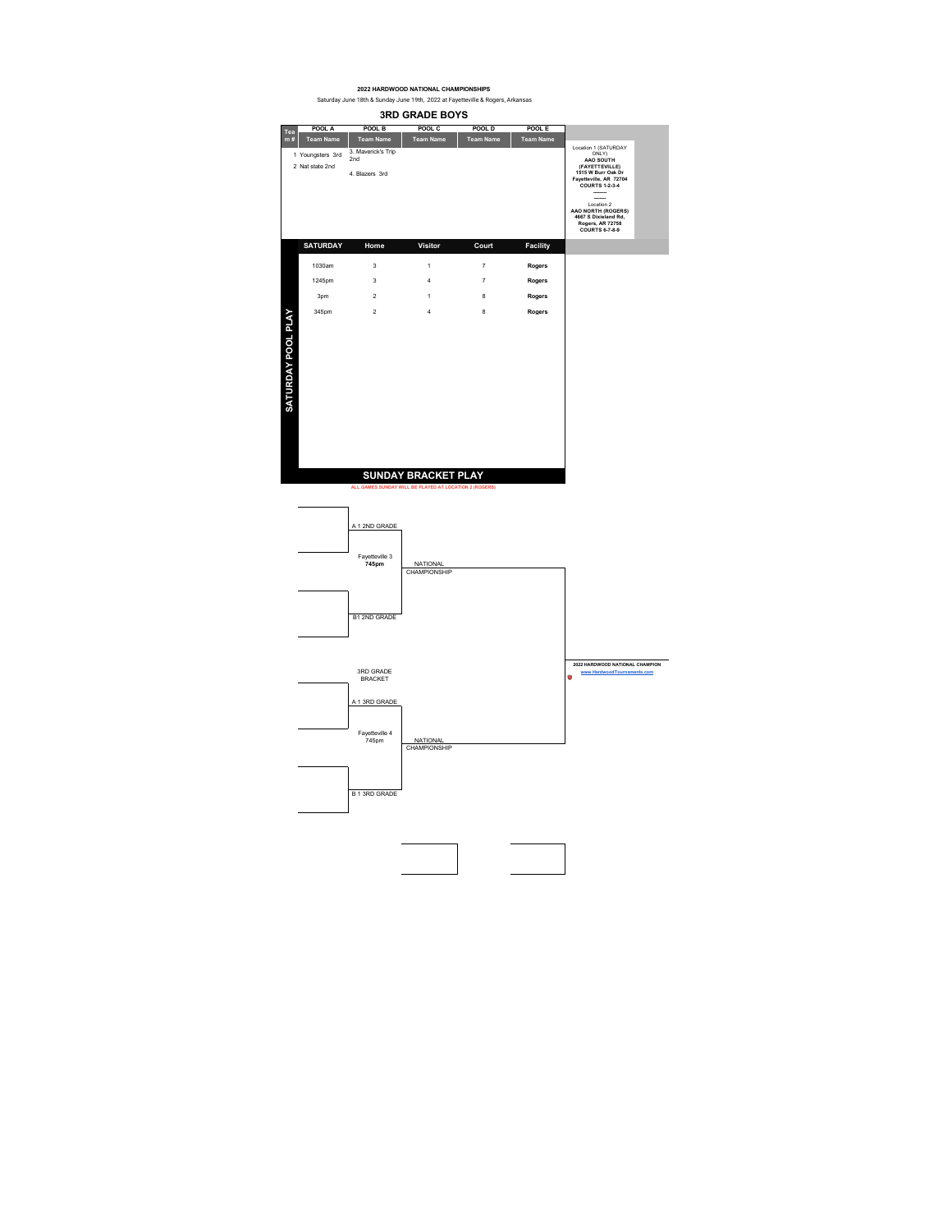**2022 HARDWOOD NATIONAL CHAMPIONSHIPS**

Saturday June 18th & Sunday June 19th, 2022 at Fayetteville & Rogers, Arkansas

## 3RD GRADE BOYS

| Team # | POOL A | POOL B | POOL C | POOL D | POOL E |
|---|---|---|---|---|---|
| | Team Name | Team Name | Team Name | Team Name | Team Name |
| | 1 Youngsters 3rd | 3. Maverick's Trip 2nd | | | |
| | 2 Nat state 2nd | 4. Blazers 3rd | | | |

Location 1 (SATURDAY ONLY)
**AAO SOUTH (FAYETTEVILLE)**
**1515 W Burr Oak Dr Fayetteville, AR 72704**
**COURTS 1-2-3-4**

--------
--------

Location 2
**AAO NORTH (ROGERS)**
**4667 S Dixieland Rd, Rogers, AR 72758**
**COURTS 6-7-8-9**

## SATURDAY POOL PLAY

| SATURDAY | Home | Visitor | Court | Facility |
|---|---|---|---|---|
| 1030am | 3 | 1 | 7 | **Rogers** |
| 1245pm | 3 | 4 | 7 | **Rogers** |
| 3pm | 2 | 1 | 8 | **Rogers** |
| 345pm | 2 | 4 | 8 | **Rogers** |

## SUNDAY BRACKET PLAY

ALL GAMES SUNDAY WILL BE PLAYED AT LOCATION 2 (ROGERS)

A 1 2ND GRADE

Fayetteville 3
**745pm**

NATIONAL CHAMPIONSHIP

B1 2ND GRADE

3RD GRADE BRACKET

A 1 3RD GRADE

Fayetteville 4
745pm

NATIONAL CHAMPIONSHIP

B 1 3RD GRADE

**2022 HARDWOOD NATIONAL CHAMPION**

www.HardwoodTournaments.com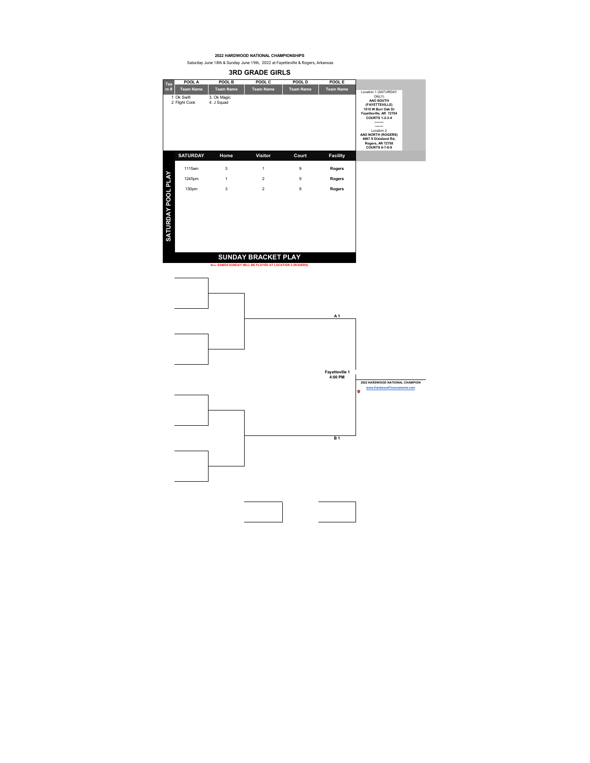**2022 HARDWOOD NATIONAL CHAMPIONSHIPS**

Saturday June 18th & Sunday June 19th, 2022 at Fayetteville & Rogers, Arkansas

## 3RD GRADE GIRLS

| Team # | POOL A | POOL B | POOL C | POOL D | POOL E |
|---|---|---|---|---|---|
| | Team Name | Team Name | Team Name | Team Name | Team Name |
| | 1 Ok Swift | 3. Ok Magic | | | |
| | 2 Flight Cook | 4. J Squad | | | |

Location 1 (SATURDAY ONLY)
**AAO SOUTH (FAYETTEVILLE)**
**1515 W Burr Oak Dr**
**Fayetteville, AR 72704**
**COURTS 1-2-3-4**

Location 2
**AAO NORTH (ROGERS)**
**4667 S Dixieland Rd,**
**Rogers, AR 72758**
**COURTS 6-7-8-9**

### SATURDAY POOL PLAY

| SATURDAY | Home | Visitor | Court | Facility |
|---|---|---|---|---|
| 1115am | 3 | 1 | 9 | Rogers |
| 1245pm | 1 | 2 | 9 | Rogers |
| 130pm | 3 | 2 | 9 | Rogers |

### SUNDAY BRACKET PLAY

ALL GAMES SUNDAY WILL BE PLAYED AT LOCATION 2 (ROGERS)

A 1

Fayetteville 1
4:00 PM

B 1

2022 HARDWOOD NATIONAL CHAMPION

www.HardwoodTournaments.com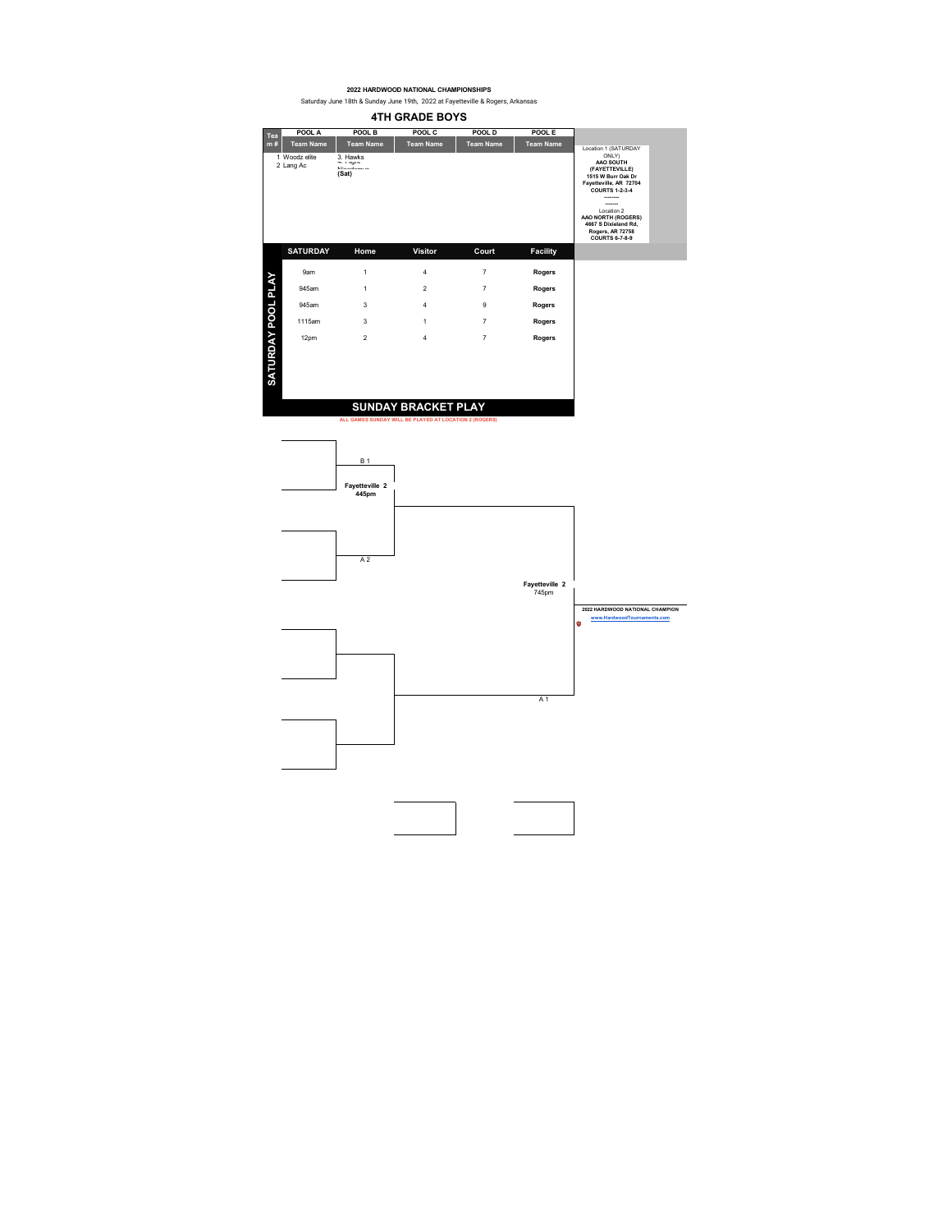**2022 HARDWOOD NATIONAL CHAMPIONSHIPS**

Saturday June 18th & Sunday June 19th, 2022 at Fayetteville & Rogers, Arkansas

## 4TH GRADE BOYS

| Team # | POOL A | POOL B | POOL C | POOL D | POOL E |
|---|---|---|---|---|---|
| | Team Name | Team Name | Team Name | Team Name | Team Name |
| | 1 Woodz elite | 3. Hawks | | | |
| | 2 Lang Ac | 4. Tigers (Sat) | | | |

Location 1 (SATURDAY ONLY)
**AAO SOUTH (FAYETTEVILLE)**
**1515 W Burr Oak Dr**
**Fayetteville, AR 72704**
**COURTS 1-2-3-4**

Location 2
**AAO NORTH (ROGERS)**
**4667 S Dixieland Rd,**
**Rogers, AR 72758**
**COURTS 6-7-8-9**

### SATURDAY POOL PLAY

| SATURDAY | Home | Visitor | Court | Facility |
|---|---|---|---|---|
| 9am | 1 | 4 | 7 | Rogers |
| 945am | 1 | 2 | 7 | Rogers |
| 945am | 3 | 4 | 9 | Rogers |
| 1115am | 3 | 1 | 7 | Rogers |
| 12pm | 2 | 4 | 7 | Rogers |

## SUNDAY BRACKET PLAY

ALL GAMES SUNDAY WILL BE PLAYED AT LOCATION 2 (ROGERS)

B 1

**Fayetteville 2**
**445pm**

A 2

**Fayetteville 2**
745pm

A 1

**2022 HARDWOOD NATIONAL CHAMPION**

www.HardwoodTournaments.com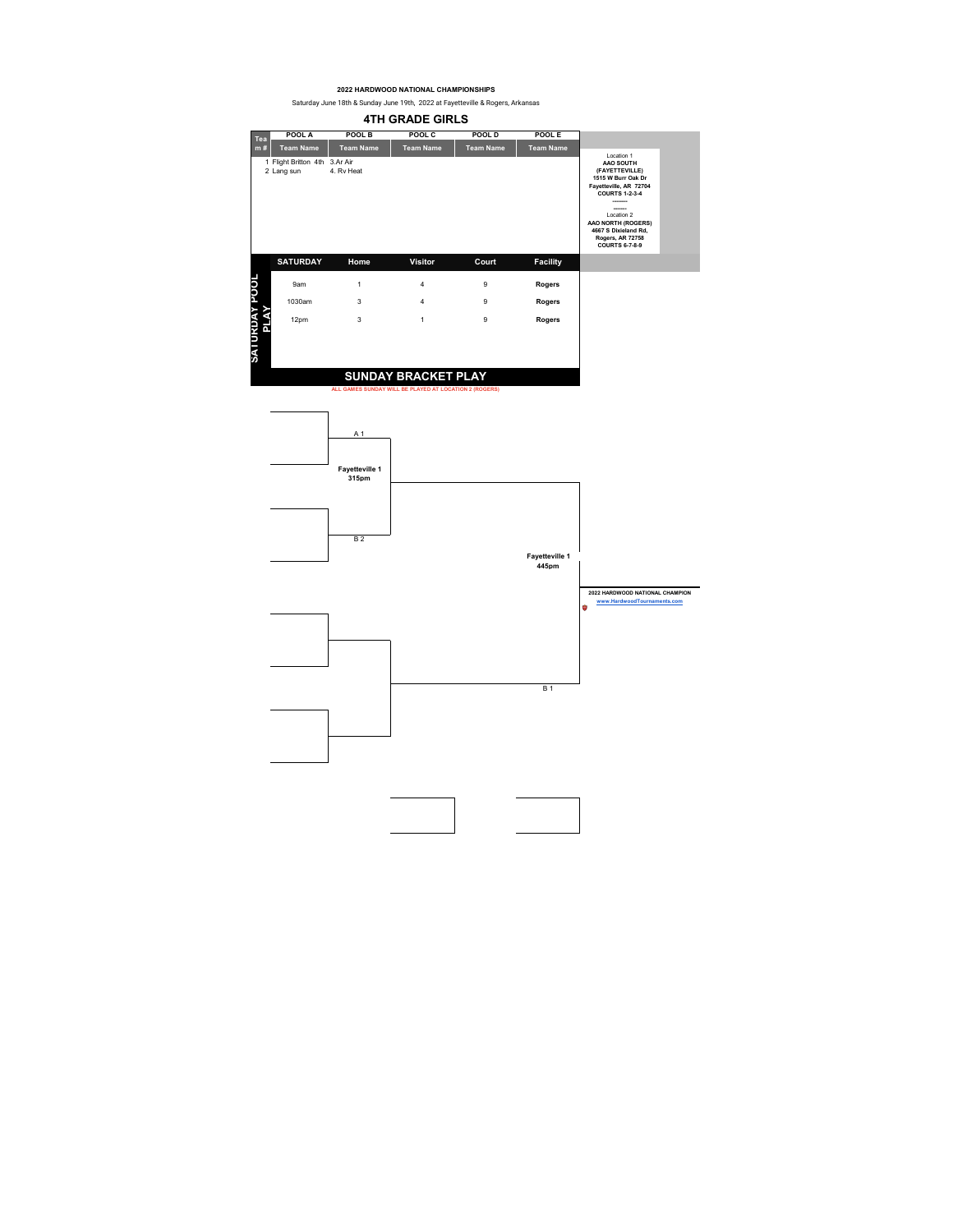**2022 HARDWOOD NATIONAL CHAMPIONSHIPS**

Saturday June 18th & Sunday June 19th, 2022 at Fayetteville & Rogers, Arkansas

## 4TH GRADE GIRLS

| Team # | POOL A | POOL B | POOL C | POOL D | POOL E |
|---|---|---|---|---|---|
| | Team Name | Team Name | Team Name | Team Name | Team Name |
| | 1 Flight Britton 4th | 3.Ar Air | | | |
| | 2 Lang sun | 4. Rv Heat | | | |

Location 1
**AAO SOUTH (FAYETTEVILLE)**
**1515 W Burr Oak Dr**
**Fayetteville, AR 72704**
**COURTS 1-2-3-4**

Location 2
**AAO NORTH (ROGERS)**
**4667 S Dixieland Rd,**
**Rogers, AR 72758**
**COURTS 6-7-8-9**

**SATURDAY POOL PLAY**

| SATURDAY | Home | Visitor | Court | Facility |
|---|---|---|---|---|
| 9am | 1 | 4 | 9 | **Rogers** |
| 1030am | 3 | 4 | 9 | **Rogers** |
| 12pm | 3 | 1 | 9 | **Rogers** |

## SUNDAY BRACKET PLAY

ALL GAMES SUNDAY WILL BE PLAYED AT LOCATION 2 (ROGERS)

A 1

**Fayetteville 1**
**315pm**

B 2

**Fayetteville 1**
**445pm**

B 1

**2022 HARDWOOD NATIONAL CHAMPION**

www.HardwoodTournaments.com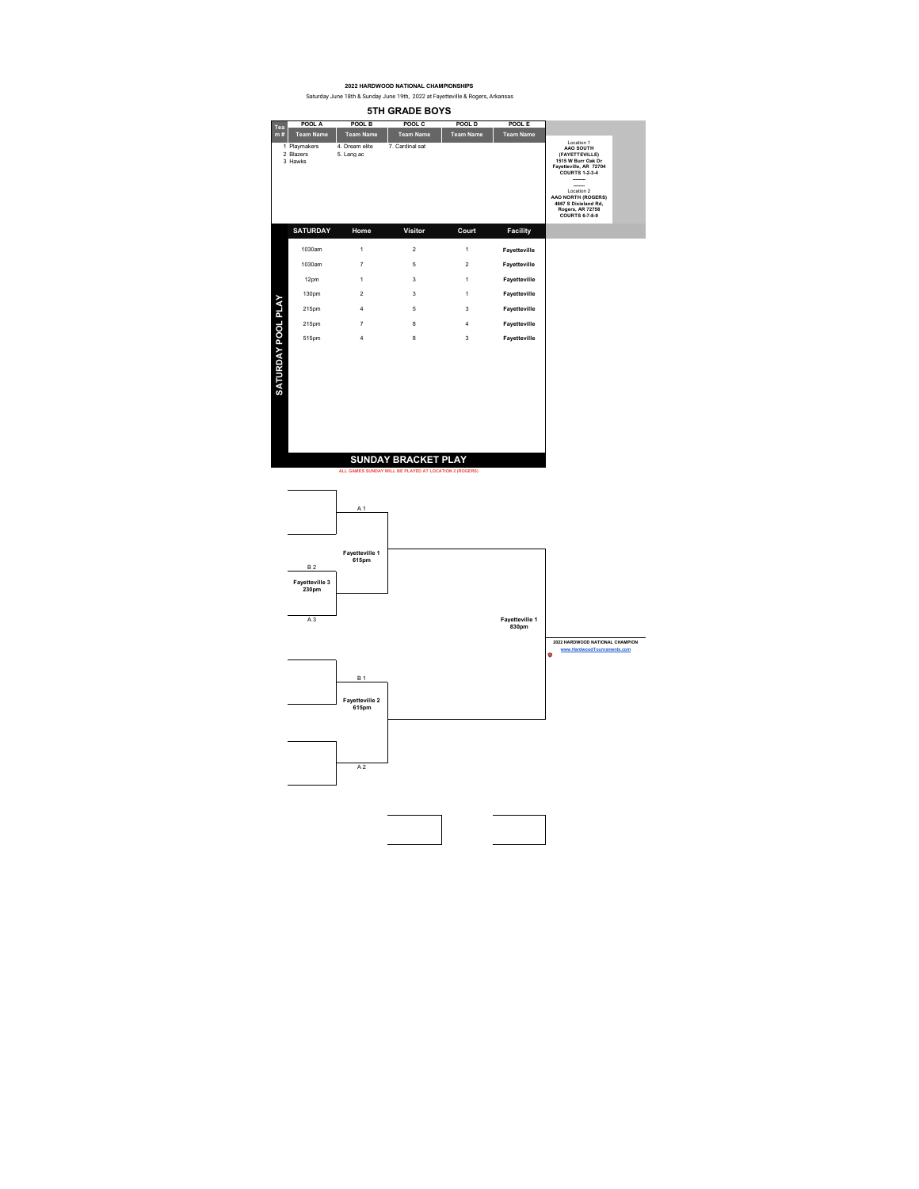**2022 HARDWOOD NATIONAL CHAMPIONSHIPS**

Saturday June 18th & Sunday June 19th, 2022 at Fayetteville & Rogers, Arkansas

## 5TH GRADE BOYS

| Team # | POOL A<br>Team Name | POOL B<br>Team Name | POOL C<br>Team Name | POOL D<br>Team Name | POOL E<br>Team Name |
|---|---|---|---|---|---|
| | 1 Playmakers | 4. Dream elite | 7. Cardinal sat | | |
| | 2 Blazers | 5. Lang ac | | | |
| | 3 Hawks | | | | |

Location 1
**AAO SOUTH (FAYETTEVILLE)**
**1515 W Burr Oak Dr**
**Fayetteville, AR 72704**
**COURTS 1-2-3-4**

Location 2
**AAO NORTH (ROGERS)**
**4667 S Dixieland Rd,**
**Rogers, AR 72758**
**COURTS 6-7-8-9**

### SATURDAY POOL PLAY

| SATURDAY | Home | Visitor | Court | Facility |
|---|---|---|---|---|
| 1030am | 1 | 2 | 1 | Fayetteville |
| 1030am | 7 | 5 | 2 | Fayetteville |
| 12pm | 1 | 3 | 1 | Fayetteville |
| 130pm | 2 | 3 | 1 | Fayetteville |
| 215pm | 4 | 5 | 3 | Fayetteville |
| 215pm | 7 | 8 | 4 | Fayetteville |
| 515pm | 4 | 8 | 3 | Fayetteville |

### SUNDAY BRACKET PLAY

ALL GAMES SUNDAY WILL BE PLAYED AT LOCATION 2 (ROGERS)

- B 2 vs A 3 — **Fayetteville 3, 230pm**
- A 1 vs winner (B 2 / A 3) — **Fayetteville 1, 615pm**
- B 1 vs A 2 — **Fayetteville 2, 615pm**
- Championship — **Fayetteville 1, 830pm**

**2022 HARDWOOD NATIONAL CHAMPION**

www.HardwoodTournaments.com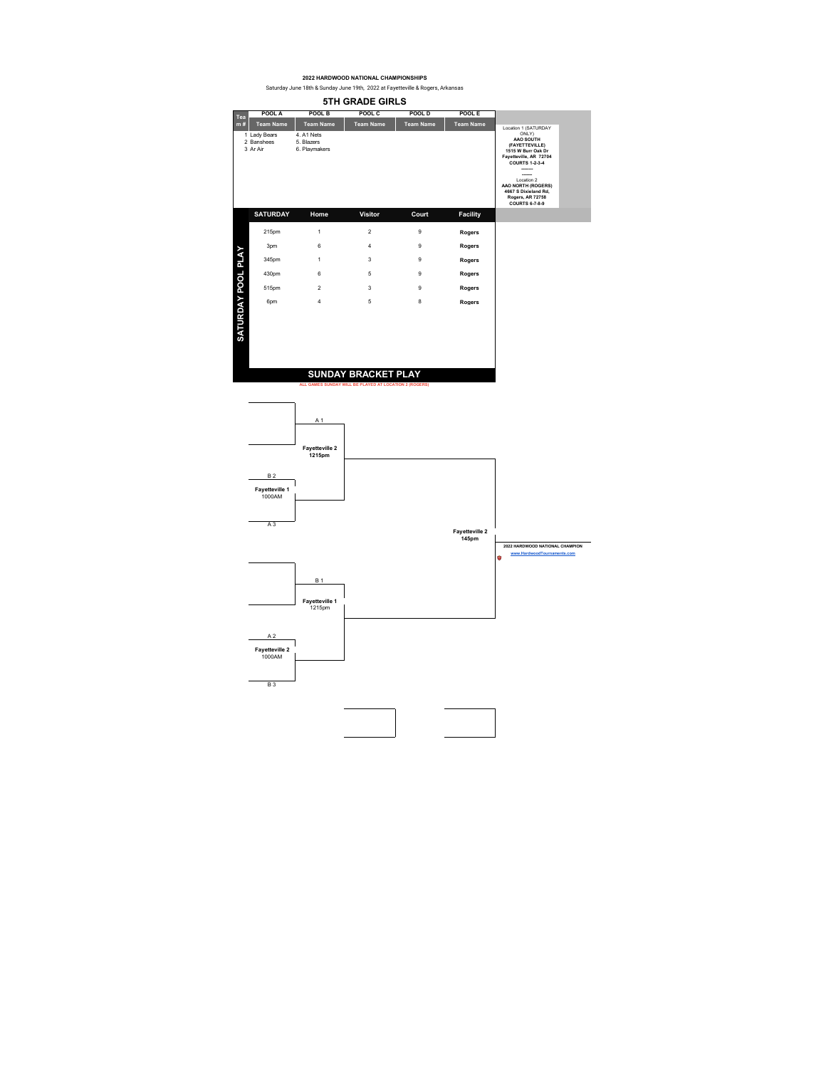**2022 HARDWOOD NATIONAL CHAMPIONSHIPS**

Saturday June 18th & Sunday June 19th, 2022 at Fayetteville & Rogers, Arkansas

## 5TH GRADE GIRLS

| Team # | POOL A | POOL B | POOL C | POOL D | POOL E |
|---|---|---|---|---|---|
| | Team Name | Team Name | Team Name | Team Name | Team Name |
| | 1 Lady Bears | 4. A1 Nets | | | |
| | 2 Banshees | 5. Blazers | | | |
| | 3 Ar Air | 6. Playmakers | | | |

Location 1 (SATURDAY ONLY)
**AAO SOUTH (FAYETTEVILLE)**
**1515 W Burr Oak Dr**
**Fayetteville, AR 72704**
**COURTS 1-2-3-4**

Location 2
**AAO NORTH (ROGERS)**
**4667 S Dixieland Rd,**
**Rogers, AR 72758**
**COURTS 6-7-8-9**

### SATURDAY POOL PLAY

| SATURDAY | Home | Visitor | Court | Facility |
|---|---|---|---|---|
| 215pm | 1 | 2 | 9 | Rogers |
| 3pm | 6 | 4 | 9 | Rogers |
| 345pm | 1 | 3 | 9 | Rogers |
| 430pm | 6 | 5 | 9 | Rogers |
| 515pm | 2 | 3 | 9 | Rogers |
| 6pm | 4 | 5 | 8 | Rogers |

### SUNDAY BRACKET PLAY

ALL GAMES SUNDAY WILL BE PLAYED AT LOCATION 2 (ROGERS)

- B 2 vs A 3 — **Fayetteville 1** 1000AM
- A 1 vs winner — **Fayetteville 2** **1215pm**
- A 2 vs B 3 — **Fayetteville 2** 1000AM
- B 1 vs winner — **Fayetteville 1** 1215pm
- Championship — **Fayetteville 2** **145pm**

**2022 HARDWOOD NATIONAL CHAMPION**

www.HardwoodTournaments.com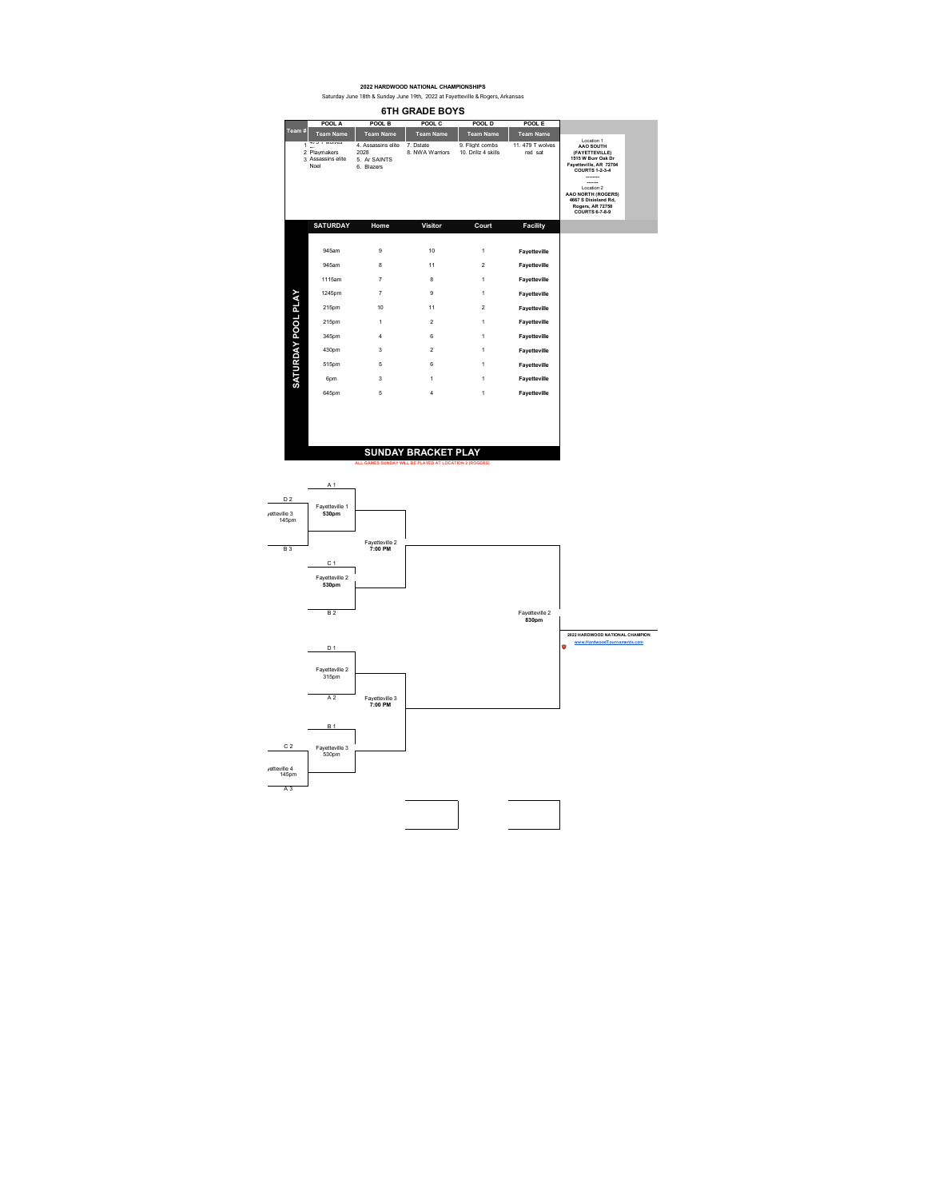**2022 HARDWOOD NATIONAL CHAMPIONSHIPS**

Saturday June 18th & Sunday June 19th, 2022 at Fayetteville & Rogers, Arkansas

## 6TH GRADE BOYS

| Team # | POOL A Team Name | POOL B Team Name | POOL C Team Name | POOL D Team Name | POOL E Team Name |
|---|---|---|---|---|---|
| | 1 479 T wolves<br>2 Playmakers<br>3 Assassins elite Noel | 4. Assassins elite 2028<br>5. Ar SAINTS<br>6. Blazers | 7. Dstate<br>8. NWA Warriors | 9. Flight combs<br>10. Drillz 4 skills | 11. 479 T wolves red sat |

Location 1
**AAO SOUTH (FAYETTEVILLE)**
**1515 W Burr Oak Dr**
**Fayetteville, AR 72704**
**COURTS 1-2-3-4**

--------

Location 2
**AAO NORTH (ROGERS)**
**4667 S Dixieland Rd,**
**Rogers, AR 72758**
**COURTS 6-7-8-9**

### SATURDAY POOL PLAY

| SATURDAY | Home | Visitor | Court | Facility |
|---|---|---|---|---|
| 945am | 9 | 10 | 1 | Fayetteville |
| 945am | 8 | 11 | 2 | Fayetteville |
| 1115am | 7 | 8 | 1 | Fayetteville |
| 1245pm | 7 | 9 | 1 | Fayetteville |
| 215pm | 10 | 11 | 2 | Fayetteville |
| 215pm | 1 | 2 | 1 | Fayetteville |
| 345pm | 4 | 6 | 1 | Fayetteville |
| 430pm | 3 | 2 | 1 | Fayetteville |
| 515pm | 5 | 6 | 1 | Fayetteville |
| 6pm | 3 | 1 | 1 | Fayetteville |
| 645pm | 5 | 4 | 1 | Fayetteville |

### SUNDAY BRACKET PLAY

ALL GAMES SUNDAY WILL BE PLAYED AT LOCATION 2 (ROGERS)

- D 2 vs B 3 — Fayetteville 3, 145pm
- A 1 vs winner (D 2 / B 3) — Fayetteville 1, **530pm**
- C 1 vs B 2 — Fayetteville 2, **530pm**
- Semifinal — Fayetteville 2, **7:00 PM**
- D 1 vs A 2 — Fayetteville 2, 315pm
- C 2 vs A 3 — Fayetteville 4, 145pm
- B 1 vs winner (C 2 / A 3) — Fayetteville 3, 530pm
- Semifinal — Fayetteville 3, **7:00 PM**
- Championship — Fayetteville 2, **830pm**

**2022 HARDWOOD NATIONAL CHAMPION**

www.HardwoodTournaments.com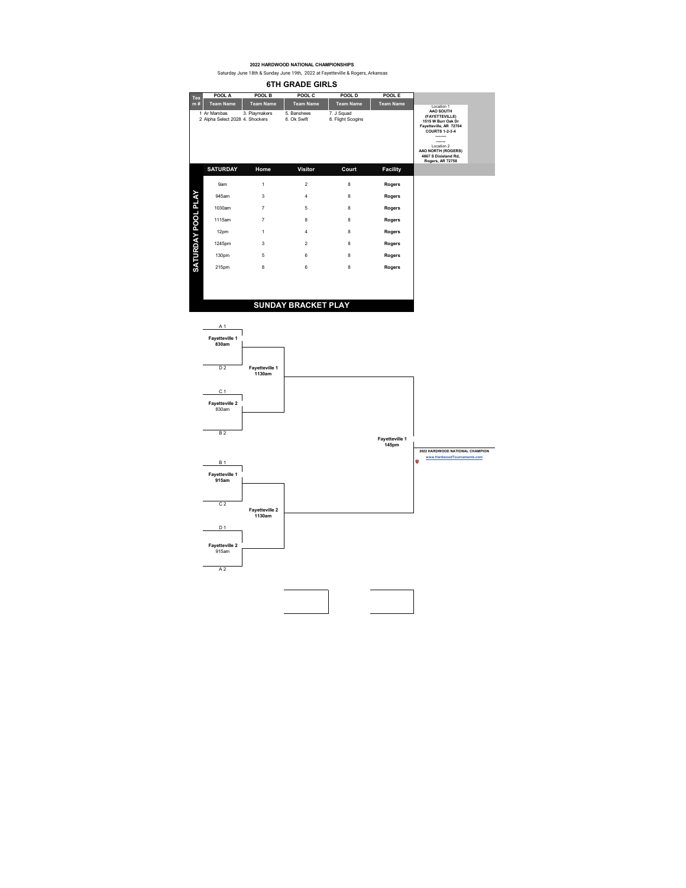**2022 HARDWOOD NATIONAL CHAMPIONSHIPS**

Saturday June 18th & Sunday June 19th, 2022 at Fayetteville & Rogers, Arkansas

## 6TH GRADE GIRLS

| Team # | POOL A | POOL B | POOL C | POOL D | POOL E |
|---|---|---|---|---|---|
| | Team Name | Team Name | Team Name | Team Name | Team Name |
| | 1 Ar Mambas | 3. Playmakers | 5. Banshees | 7. J Squad | |
| | 2 Alpha Select 2028 | 4. Shockers | 6. Ok Swift | 8. Flight Scogins | |

Location 1
**AAO SOUTH (FAYETTEVILLE)**
**1515 W Burr Oak Dr**
**Fayetteville, AR 72704**
**COURTS 1-2-3-4**

Location 2
**AAO NORTH (ROGERS)**
**4667 S Dixieland Rd,**
**Rogers, AR 72758**

### SATURDAY POOL PLAY

| SATURDAY | Home | Visitor | Court | Facility |
|---|---|---|---|---|
| 9am | 1 | 2 | 8 | Rogers |
| 945am | 3 | 4 | 8 | Rogers |
| 1030am | 7 | 5 | 8 | Rogers |
| 1115am | 7 | 8 | 8 | Rogers |
| 12pm | 1 | 4 | 8 | Rogers |
| 1245pm | 3 | 2 | 8 | Rogers |
| 130pm | 5 | 6 | 8 | Rogers |
| 215pm | 8 | 6 | 8 | Rogers |

### SUNDAY BRACKET PLAY

- A 1 vs D 2 — **Fayetteville 1 830am**
- C 1 vs B 2 — **Fayetteville 2** 830am
- B 1 vs C 2 — **Fayetteville 1 915am**
- D 1 vs A 2 — **Fayetteville 2** 915am

Semifinals:
- Winner (A1/D2) vs Winner (C1/B2) — **Fayetteville 1 1130am**
- Winner (B1/C2) vs Winner (D1/A2) — **Fayetteville 2 1130am**

Championship: **Fayetteville 1 145pm**

**2022 HARDWOOD NATIONAL CHAMPION**

www.HardwoodTournaments.com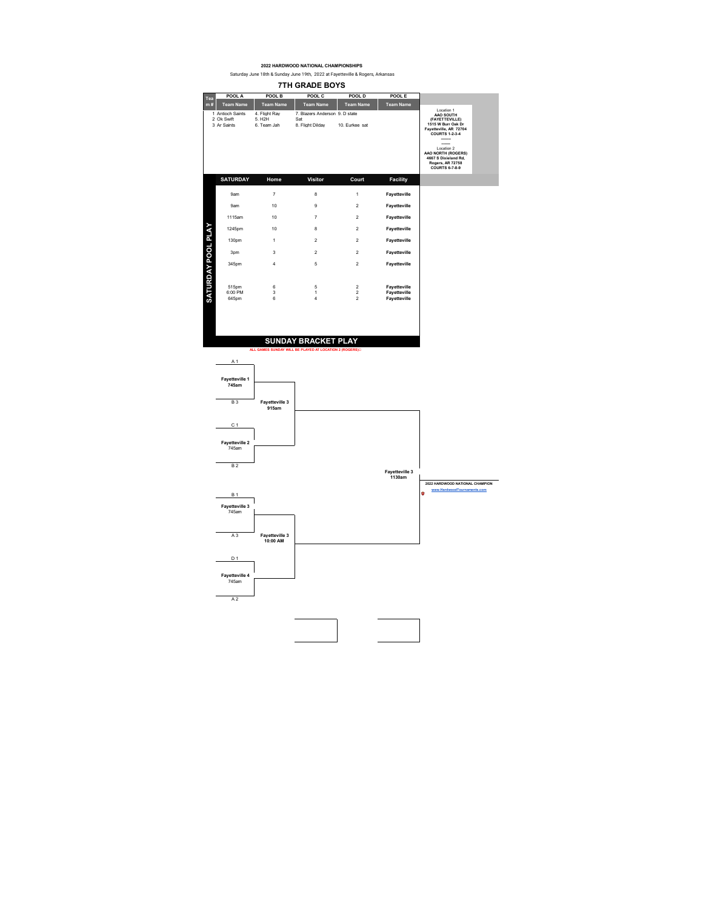**2022 HARDWOOD NATIONAL CHAMPIONSHIPS**

Saturday June 18th & Sunday June 19th, 2022 at Fayetteville & Rogers, Arkansas

## 7TH GRADE BOYS

| Team # | POOL A Team Name | POOL B Team Name | POOL C Team Name | POOL D Team Name | POOL E Team Name |
|---|---|---|---|---|---|
| | 1 Antioch Saints | 4. Flight Ray | 7. Blazers Anderson Sat | 9. D state | |
| | 2 Ok Swift | 5. H2H | | | |
| | 3 Ar Saints | 6. Team Jah | 8. Flight Dilday | 10. Eurkee sat | |

Location 1
**AAO SOUTH (FAYETTEVILLE)**
**1515 W Burr Oak Dr**
**Fayetteville, AR 72704**
**COURTS 1-2-3-4**

Location 2
**AAO NORTH (ROGERS)**
**4667 S Dixieland Rd,**
**Rogers, AR 72758**
**COURTS 6-7-8-9**

### SATURDAY POOL PLAY

| SATURDAY | Home | Visitor | Court | Facility |
|---|---|---|---|---|
| 9am | 7 | 8 | 1 | Fayetteville |
| 9am | 10 | 9 | 2 | Fayetteville |
| 1115am | 10 | 7 | 2 | Fayetteville |
| 1245pm | 10 | 8 | 2 | Fayetteville |
| 130pm | 1 | 2 | 2 | Fayetteville |
| 3pm | 3 | 2 | 2 | Fayetteville |
| 345pm | 4 | 5 | 2 | Fayetteville |
| 515pm | 6 | 5 | 2 | Fayetteville |
| 6:00 PM | 3 | 1 | 2 | Fayetteville |
| 645pm | 6 | 4 | 2 | Fayetteville |

### SUNDAY BRACKET PLAY

ALL GAMES SUNDAY WILL BE PLAYED AT LOCATION 2 (ROGERS)

- A 1 vs B 3 — **Fayetteville 1** 745am
- C 1 vs B 2 — **Fayetteville 2** 745am
- Winners — **Fayetteville 3** 915am
- B 1 vs A 3 — **Fayetteville 3** 745am
- D 1 vs A 2 — **Fayetteville 4** 745am
- Winners — **Fayetteville 3** 10:00 AM
- Championship — **Fayetteville 3** 1130am

**2022 HARDWOOD NATIONAL CHAMPION**

www.HardwoodTournaments.com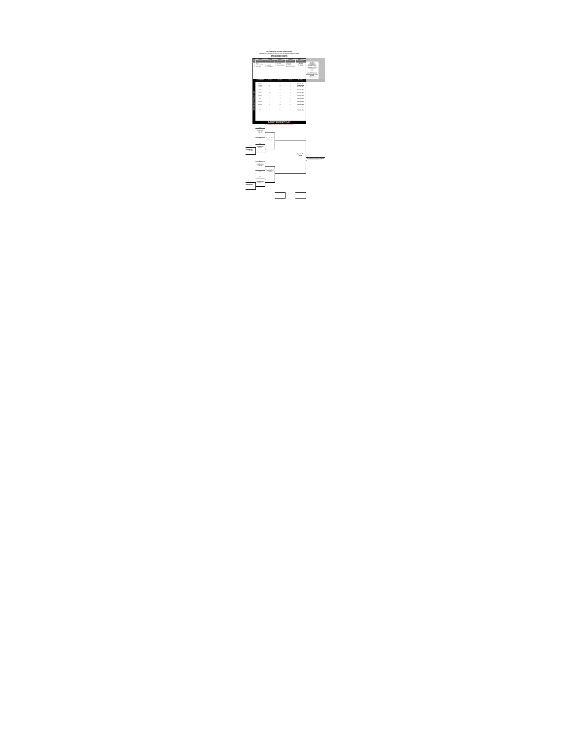## 8TH GRADE BOYS

| SATURDAY | Court | Visitor | Home | Facility |
|---|---|---|---|---|

## SUNDAY BRACKET PLAY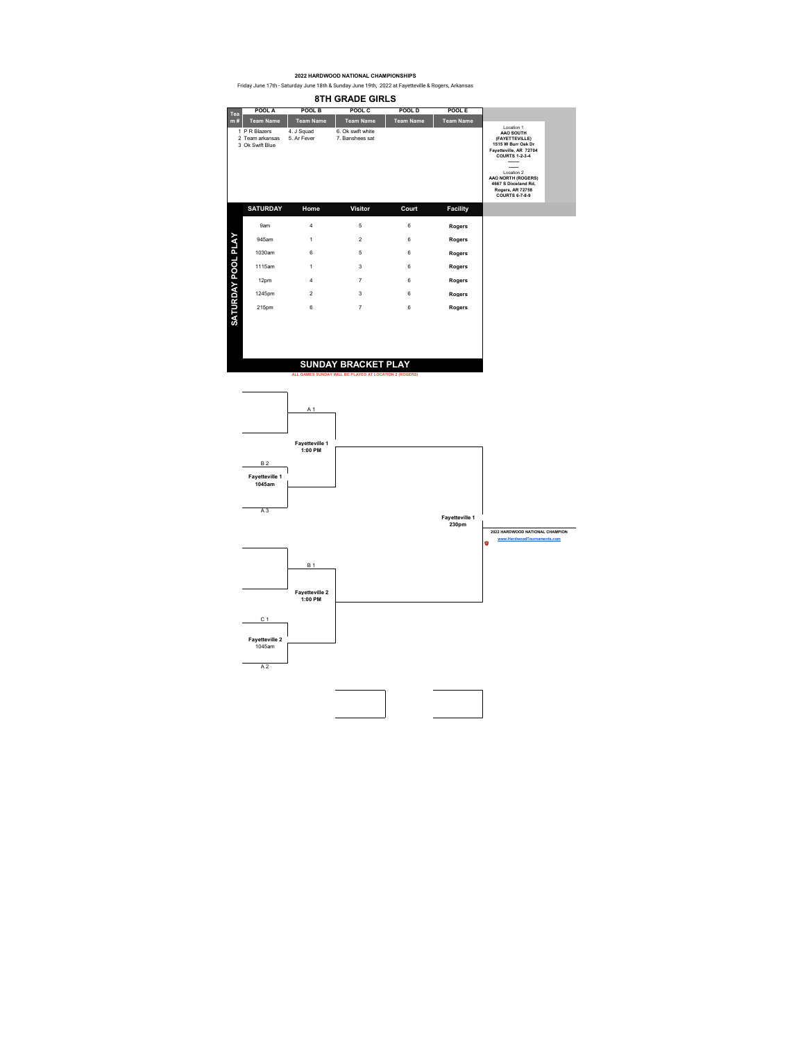**2022 HARDWOOD NATIONAL CHAMPIONSHIPS**

Friday June 17th - Saturday June 18th & Sunday June 19th, 2022 at Fayetteville & Rogers, Arkansas

## 8TH GRADE GIRLS

| Team # | POOL A | POOL B | POOL C | POOL D | POOL E |
|---|---|---|---|---|---|
| | Team Name | Team Name | Team Name | Team Name | Team Name |
| | 1 P R Blazers | 4. J Squad | 6. Ok swift white | | |
| | 2 Team arkansas | 5. Ar Fever | 7. Banshees sat | | |
| | 3 Ok Swift Blue | | | | |

Location 1
**AAO SOUTH (FAYETTEVILLE)**
**1515 W Burr Oak Dr**
**Fayetteville, AR 72704**
**COURTS 1-2-3-4**

Location 2
**AAO NORTH (ROGERS)**
**4667 S Dixieland Rd,**
**Rogers, AR 72758**
**COURTS 6-7-8-9**

### SATURDAY POOL PLAY

| SATURDAY | Home | Visitor | Court | Facility |
|---|---|---|---|---|
| 9am | 4 | 5 | 6 | **Rogers** |
| 945am | 1 | 2 | 6 | **Rogers** |
| 1030am | 6 | 5 | 6 | **Rogers** |
| 1115am | 1 | 3 | 6 | **Rogers** |
| 12pm | 4 | 7 | 6 | **Rogers** |
| 1245pm | 2 | 3 | 6 | **Rogers** |
| 215pm | 6 | 7 | 6 | **Rogers** |

### SUNDAY BRACKET PLAY

ALL GAMES SUNDAY WILL BE PLAYED AT LOCATION 2 (ROGERS)

- A 1 vs. (B 2 vs. A 3 — **Fayetteville 1, 1045am**) — **Fayetteville 1, 1:00 PM**
- B 1 vs. (C 1 vs. A 2 — **Fayetteville 2**, 1045am) — **Fayetteville 2, 1:00 PM**
- Championship — **Fayetteville 1, 230pm**

**2022 HARDWOOD NATIONAL CHAMPION**

www.HardwoodTournaments.com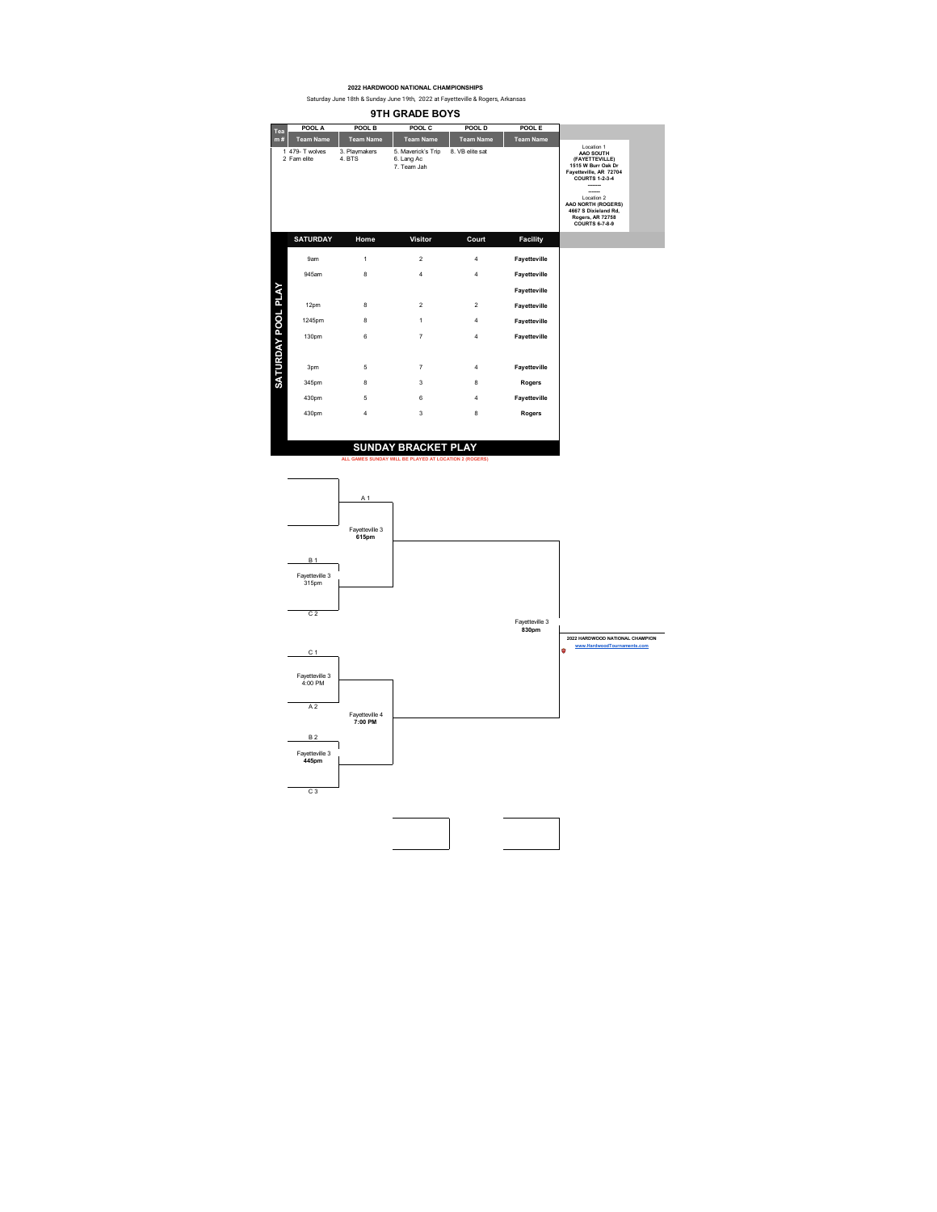**2022 HARDWOOD NATIONAL CHAMPIONSHIPS**

Saturday June 18th & Sunday June 19th, 2022 at Fayetteville & Rogers, Arkansas

## 9TH GRADE BOYS

| Team # | POOL A | POOL B | POOL C | POOL D | POOL E |
|---|---|---|---|---|---|
| | Team Name | Team Name | Team Name | Team Name | Team Name |
| | 1 479- T wolves | 3. Playmakers | 5. Maverick's Trip | 8. VB elite sat | |
| | 2 Fam elite | 4. BTS | 6. Lang Ac | | |
| | | | 7. Team Jah | | |

Location 1
**AAO SOUTH (FAYETTEVILLE)**
**1515 W Burr Oak Dr**
**Fayetteville, AR 72704**
**COURTS 1-2-3-4**

Location 2
**AAO NORTH (ROGERS)**
**4667 S Dixieland Rd,**
**Rogers, AR 72758**
**COURTS 6-7-8-9**

### SATURDAY POOL PLAY

| SATURDAY | Home | Visitor | Court | Facility |
|---|---|---|---|---|
| 9am | 1 | 2 | 4 | Fayetteville |
| 945am | 8 | 4 | 4 | Fayetteville |
| | | | | Fayetteville |
| 12pm | 8 | 2 | 2 | Fayetteville |
| 1245pm | 8 | 1 | 4 | Fayetteville |
| 130pm | 6 | 7 | 4 | Fayetteville |
| | | | | |
| 3pm | 5 | 7 | 4 | Fayetteville |
| 345pm | 8 | 3 | 8 | Rogers |
| 430pm | 5 | 6 | 4 | Fayetteville |
| 430pm | 4 | 3 | 8 | Rogers |

### SUNDAY BRACKET PLAY

ALL GAMES SUNDAY WILL BE PLAYED AT LOCATION 2 (ROGERS)

- B 1 vs C 2 — Fayetteville 3, 315pm
- A 1 vs Winner (B 1 / C 2) — Fayetteville 3, **615pm**
- C 1 vs A 2 — Fayetteville 3, 4:00 PM
- B 2 vs C 3 — Fayetteville 3, **445pm**
- Winner (C 1 / A 2) vs Winner (B 2 / C 3) — Fayetteville 4, **7:00 PM**
- Championship — Fayetteville 3, **830pm**

**2022 HARDWOOD NATIONAL CHAMPION**

www.HardwoodTournaments.com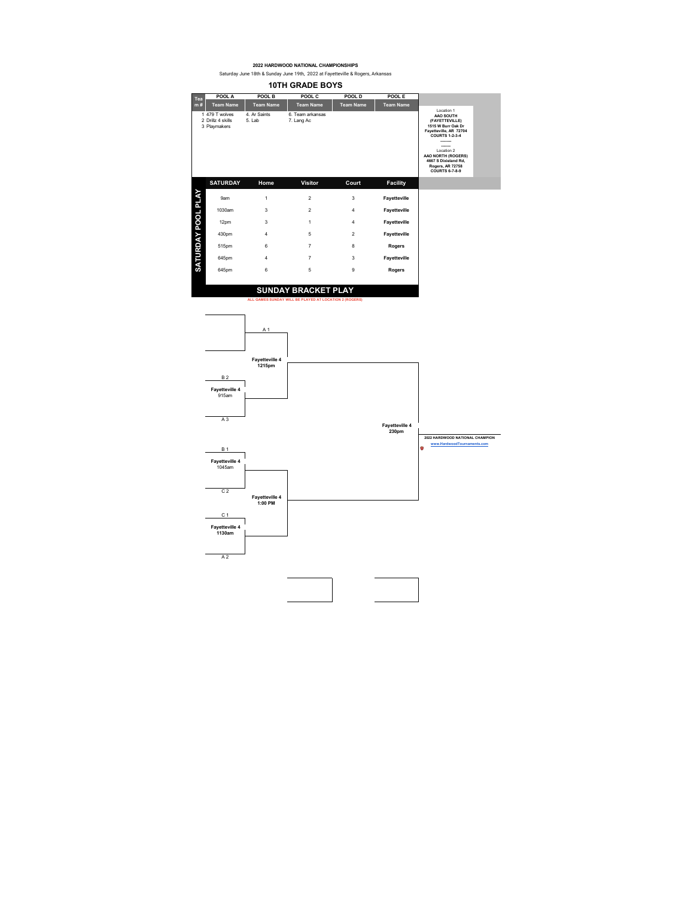**2022 HARDWOOD NATIONAL CHAMPIONSHIPS**

Saturday June 18th & Sunday June 19th, 2022 at Fayetteville & Rogers, Arkansas

## 10TH GRADE BOYS

| Team # | POOL A | POOL B | POOL C | POOL D | POOL E |
|---|---|---|---|---|---|
| | Team Name | Team Name | Team Name | Team Name | Team Name |
| | 1 479 T wolves | 4. Ar Saints | 6. Team arkansas | | |
| | 2 Drillz 4 skills | 5. Lab | 7. Lang Ac | | |
| | 3 Playmakers | | | | |

Location 1
**AAO SOUTH (FAYETTEVILLE)**
**1515 W Burr Oak Dr**
**Fayetteville, AR 72704**
**COURTS 1-2-3-4**

Location 2
**AAO NORTH (ROGERS)**
**4667 S Dixieland Rd,**
**Rogers, AR 72758**
**COURTS 6-7-8-9**

### SATURDAY POOL PLAY

| SATURDAY | Home | Visitor | Court | Facility |
|---|---|---|---|---|
| 9am | 1 | 2 | 3 | Fayetteville |
| 1030am | 3 | 2 | 4 | Fayetteville |
| 12pm | 3 | 1 | 4 | Fayetteville |
| 430pm | 4 | 5 | 2 | Fayetteville |
| 515pm | 6 | 7 | 8 | Rogers |
| 645pm | 4 | 7 | 3 | Fayetteville |
| 645pm | 6 | 5 | 9 | Rogers |

### SUNDAY BRACKET PLAY

ALL GAMES SUNDAY WILL BE PLAYED AT LOCATION 2 (ROGERS)

- A 1 vs. winner of (B 2 vs. A 3 — **Fayetteville 4** 915am) — **Fayetteville 4 1215pm**
- (B 1 vs. C 2 — **Fayetteville 4** 1045am) vs. (C 1 vs. A 2 — **Fayetteville 4 1130am**) — **Fayetteville 4 1:00 PM**
- Championship — **Fayetteville 4 230pm**

**2022 HARDWOOD NATIONAL CHAMPION**

www.HardwoodTournaments.com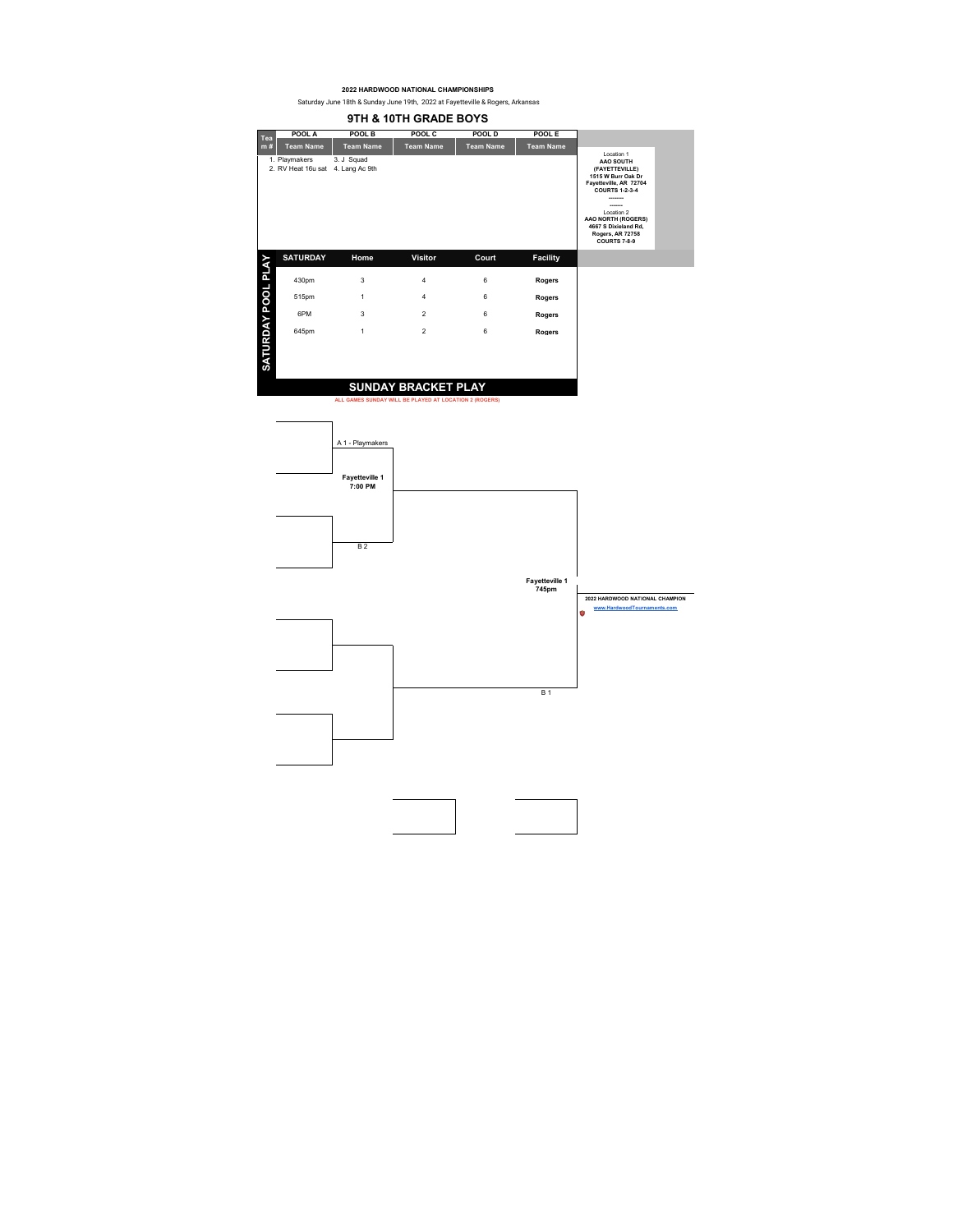2022 HARDWOOD NATIONAL CHAMPIONSHIPS

Saturday June 18th & Sunday June 19th, 2022 at Fayetteville & Rogers, Arkansas

## 9TH & 10TH GRADE BOYS

| Team # | POOL A Team Name | POOL B Team Name | POOL C Team Name | POOL D Team Name | POOL E Team Name |
|---|---|---|---|---|---|
| | 1. Playmakers | 3. J Squad | | | |
| | 2. RV Heat 16u sat | 4. Lang Ac 9th | | | |

Location 1
**AAO SOUTH (FAYETTEVILLE)**
**1515 W Burr Oak Dr**
**Fayetteville, AR 72704**
**COURTS 1-2-3-4**
--------
--------
Location 2
**AAO NORTH (ROGERS)**
**4667 S Dixieland Rd,**
**Rogers, AR 72758**
**COURTS 7-8-9**

**SATURDAY POOL PLAY**

| SATURDAY | Home | Visitor | Court | Facility |
|---|---|---|---|---|
| 430pm | 3 | 4 | 6 | **Rogers** |
| 515pm | 1 | 4 | 6 | **Rogers** |
| 6PM | 3 | 2 | 6 | **Rogers** |
| 645pm | 1 | 2 | 6 | **Rogers** |

## SUNDAY BRACKET PLAY

ALL GAMES SUNDAY WILL BE PLAYED AT LOCATION 2 (ROGERS)

A 1 - Playmakers

**Fayetteville 1**
**7:00 PM**

B 2

**Fayetteville 1**
**745pm**

B 1

**2022 HARDWOOD NATIONAL CHAMPION**

www.HardwoodTournaments.com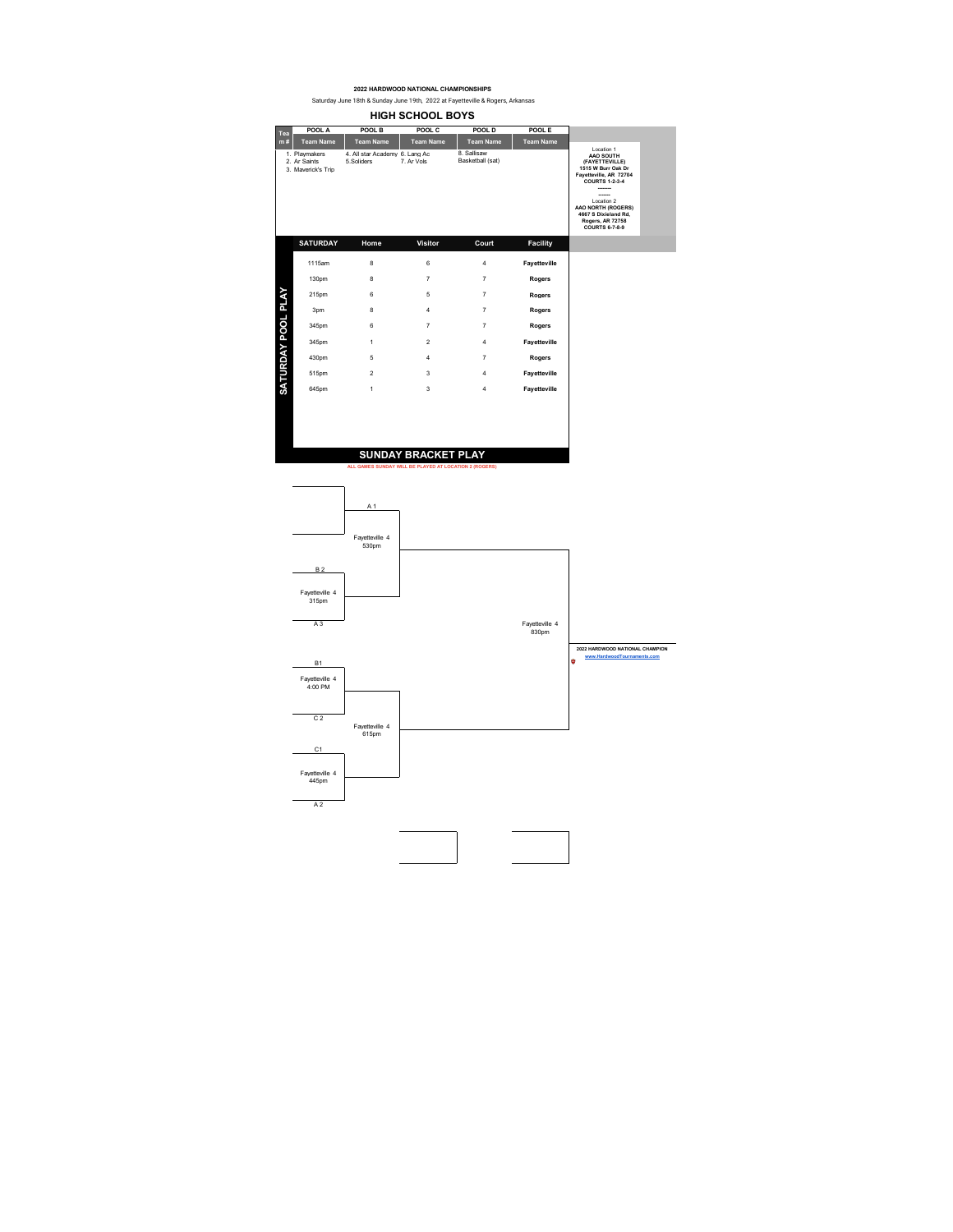**2022 HARDWOOD NATIONAL CHAMPIONSHIPS**

Saturday June 18th & Sunday June 19th, 2022 at Fayetteville & Rogers, Arkansas

## HIGH SCHOOL BOYS

| Team # | POOL A | POOL B | POOL C | POOL D | POOL E |
|---|---|---|---|---|---|
| | Team Name | Team Name | Team Name | Team Name | Team Name |
| | 1. Playmakers<br>2. Ar Saints<br>3. Maverick's Trip | 4. All star Academy<br>5.Soliders | 6. Lang Ac<br>7. Ar Vols | 8. Sallisaw Basketball (sat) | |

**Location 1**
**AAO SOUTH (FAYETTEVILLE)**
**1515 W Burr Oak Dr**
**Fayetteville, AR 72704**
**COURTS 1-2-3-4**

**Location 2**
**AAO NORTH (ROGERS)**
**4667 S Dixieland Rd,**
**Rogers, AR 72758**
**COURTS 6-7-8-9**

### SATURDAY POOL PLAY

| SATURDAY | Home | Visitor | Court | Facility |
|---|---|---|---|---|
| 1115am | 8 | 6 | 4 | Fayetteville |
| 130pm | 8 | 7 | 7 | Rogers |
| 215pm | 6 | 5 | 7 | Rogers |
| 3pm | 8 | 4 | 7 | Rogers |
| 345pm | 6 | 7 | 7 | Rogers |
| 345pm | 1 | 2 | 4 | Fayetteville |
| 430pm | 5 | 4 | 7 | Rogers |
| 515pm | 2 | 3 | 4 | Fayetteville |
| 645pm | 1 | 3 | 4 | Fayetteville |

### SUNDAY BRACKET PLAY

ALL GAMES SUNDAY WILL BE PLAYED AT LOCATION 2 (ROGERS)

- B 2 vs A 3 — Fayetteville 4, 315pm
- A 1 vs winner (B 2 / A 3) — Fayetteville 4, 530pm
- B1 vs C 2 — Fayetteville 4, 4:00 PM
- C1 vs A 2 — Fayetteville 4, 445pm
- Winner (B1 / C 2) vs Winner (C1 / A 2) — Fayetteville 4, 615pm
- Championship — Fayetteville 4, 830pm

**2022 HARDWOOD NATIONAL CHAMPION**

www.HardwoodTournaments.com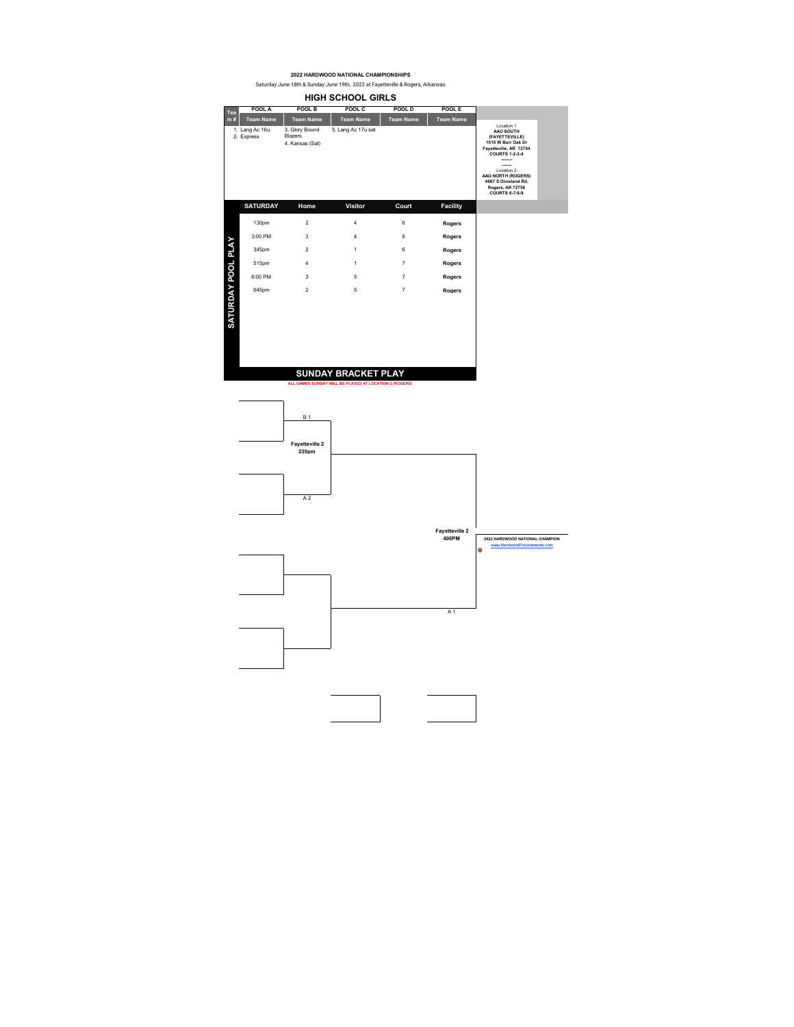**2022 HARDWOOD NATIONAL CHAMPIONSHIPS**

Saturday June 18th & Sunday June 19th, 2022 at Fayetteville & Rogers, Arkansas

## HIGH SCHOOL GIRLS

| Team # | POOL A | POOL B | POOL C | POOL D | POOL E |
|---|---|---|---|---|---|
| | Team Name | Team Name | Team Name | Team Name | Team Name |
| | 1. Lang Ac 16u<br>2. Express | 3. Glory Bound Blazers<br>4. Kansas (Sat) | 5. Lang Ac 17u sat | | |

Location 1
**AAO SOUTH (FAYETTEVILLE)**
**1515 W Burr Oak Dr**
**Fayetteville, AR 72704**
**COURTS 1-2-3-4**

Location 2
**AAO NORTH (ROGERS)**
**4667 S Dixieland Rd,**
**Rogers, AR 72758**
**COURTS 6-7-8-9**

**SATURDAY POOL PLAY**

| SATURDAY | Home | Visitor | Court | Facility |
|---|---|---|---|---|
| 130pm | 2 | 4 | 6 | **Rogers** |
| 3:00 PM | 3 | 4 | 6 | **Rogers** |
| 345pm | 2 | 1 | 6 | **Rogers** |
| 515pm | 4 | 1 | 7 | **Rogers** |
| 6:00 PM | 3 | 5 | 7 | **Rogers** |
| 645pm | 2 | 5 | 7 | **Rogers** |

## SUNDAY BRACKET PLAY

**ALL GAMES SUNDAY WILL BE PLAYED AT LOCATION 2 (ROGERS)**

B 1

**Fayetteville 2**
**230pm**

A 2

**Fayetteville 2**
**400PM**

A 1

**2022 HARDWOOD NATIONAL CHAMPION**
www.HardwoodTournaments.com